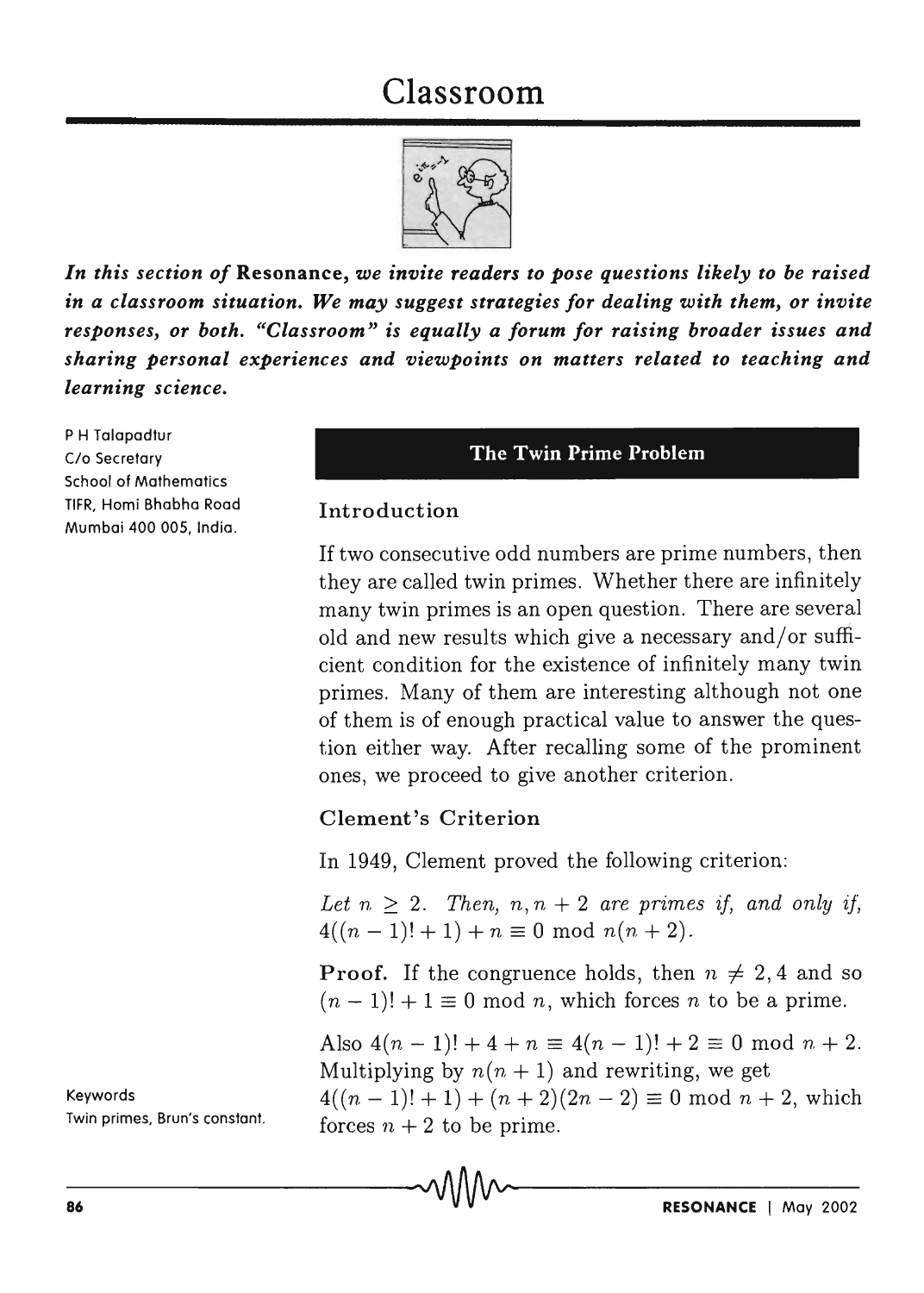# Classroom

*In this section of* **Resonance**, *we invite readers to pose questions likely to be raised in a classroom situation. We may suggest strategies for dealing with them, or invite responses, or both. "Classroom" is equally a forum for raising broader issues and sharing personal experiences and viewpoints on matters related to teaching and learning science.*

P H Talapadtur
C/o Secretary
School of Mathematics
TIFR, Homi Bhabha Road
Mumbai 400 005, India.

## The Twin Prime Problem

### Introduction

If two consecutive odd numbers are prime numbers, then they are called twin primes. Whether there are infinitely many twin primes is an open question. There are several old and new results which give a necessary and/or sufficient condition for the existence of infinitely many twin primes. Many of them are interesting although not one of them is of enough practical value to answer the question either way. After recalling some of the prominent ones, we proceed to give another criterion.

### Clement's Criterion

In 1949, Clement proved the following criterion:

*Let $n \geq 2$. Then, $n, n+2$ are primes if, and only if, $4((n-1)!+1)+n \equiv 0 \bmod n(n+2)$.*

**Proof.** If the congruence holds, then $n \neq 2, 4$ and so $(n-1)!+1 \equiv 0 \bmod n$, which forces $n$ to be a prime.

Also $4(n-1)!+4+n \equiv 4(n-1)!+2 \equiv 0 \bmod n+2$. Multiplying by $n(n+1)$ and rewriting, we get $4((n-1)!+1)+(n+2)(2n-2) \equiv 0 \bmod n+2$, which forces $n+2$ to be prime.

Keywords
Twin primes, Brun's constant.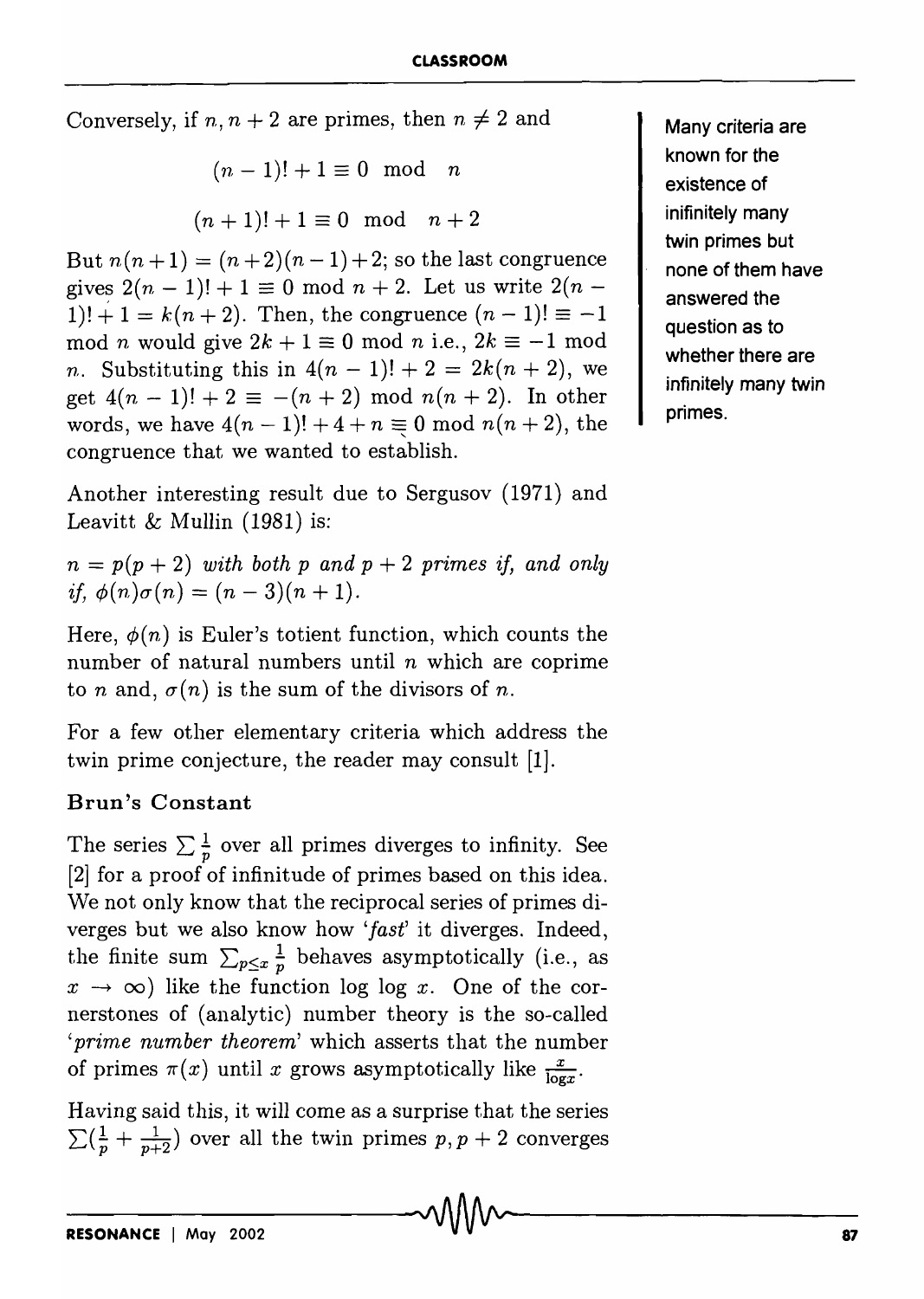Conversely, if $n, n+2$ are primes, then $n \neq 2$ and

$$(n-1)! + 1 \equiv 0 \mod n$$

$$(n+1)! + 1 \equiv 0 \mod n+2$$

But $n(n+1) = (n+2)(n-1)+2$; so the last congruence gives $2(n-1)! + 1 \equiv 0 \bmod n+2$. Let us write $2(n-1)! + 1 = k(n+2)$. Then, the congruence $(n-1)! \equiv -1 \bmod n$ would give $2k+1 \equiv 0 \bmod n$ i.e., $2k \equiv -1 \bmod n$. Substituting this in $4(n-1)! + 2 = 2k(n+2)$, we get $4(n-1)! + 2 \equiv -(n+2) \bmod n(n+2)$. In other words, we have $4(n-1)! + 4 + n \equiv 0 \bmod n(n+2)$, the congruence that we wanted to establish.

Many criteria are known for the existence of inifinitely many twin primes but none of them have answered the question as to whether there are infinitely many twin primes.

Another interesting result due to Sergusov (1971) and Leavitt & Mullin (1981) is:

*$n = p(p+2)$ with both $p$ and $p+2$ primes if, and only if, $\phi(n)\sigma(n) = (n-3)(n+1)$.*

Here, $\phi(n)$ is Euler's totient function, which counts the number of natural numbers until $n$ which are coprime to $n$ and, $\sigma(n)$ is the sum of the divisors of $n$.

For a few other elementary criteria which address the twin prime conjecture, the reader may consult [1].

### Brun's Constant

The series $\sum \frac{1}{p}$ over all primes diverges to infinity. See [2] for a proof of infinitude of primes based on this idea. We not only know that the reciprocal series of primes diverges but we also know how '*fast*' it diverges. Indeed, the finite sum $\sum_{p \leq x} \frac{1}{p}$ behaves asymptotically (i.e., as $x \to \infty$) like the function log log $x$. One of the cornerstones of (analytic) number theory is the so-called '*prime number theorem*' which asserts that the number of primes $\pi(x)$ until $x$ grows asymptotically like $\frac{x}{\log x}$.

Having said this, it will come as a surprise that the series $\sum(\frac{1}{p} + \frac{1}{p+2})$ over all the twin primes $p, p+2$ converges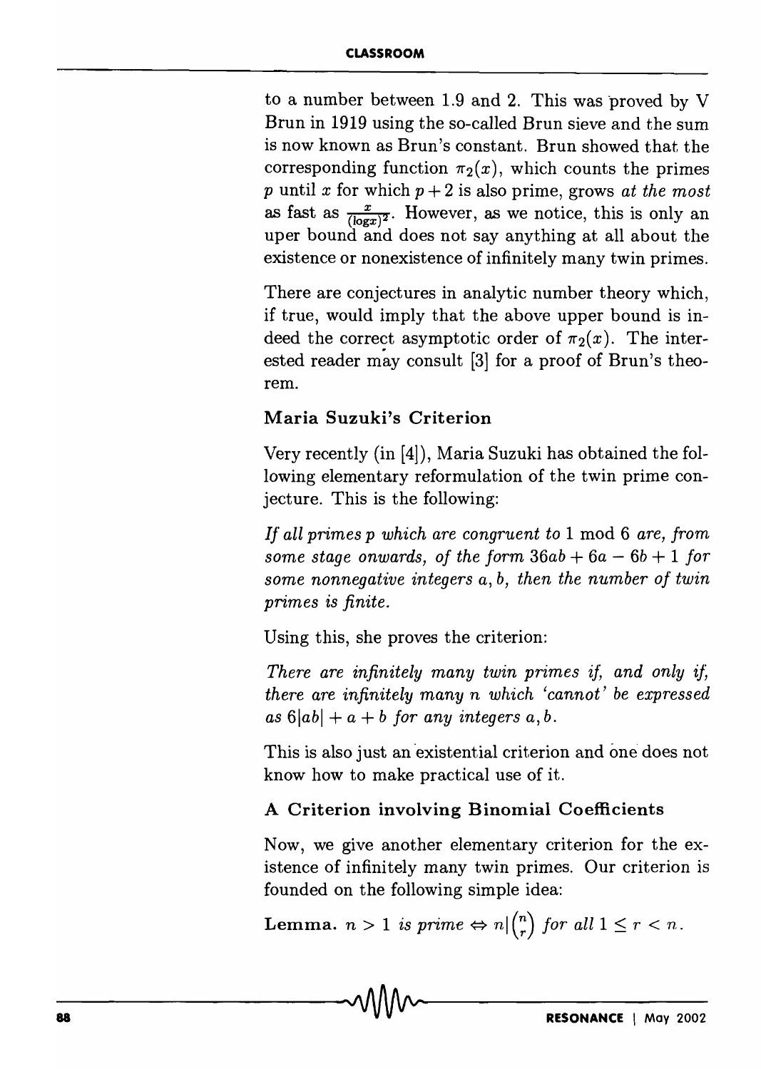to a number between 1.9 and 2. This was proved by V Brun in 1919 using the so-called Brun sieve and the sum is now known as Brun's constant. Brun showed that the corresponding function $\pi_2(x)$, which counts the primes $p$ until $x$ for which $p+2$ is also prime, grows *at the most* as fast as $\frac{x}{(\log x)^2}$. However, as we notice, this is only an uper bound and does not say anything at all about the existence or nonexistence of infinitely many twin primes.

There are conjectures in analytic number theory which, if true, would imply that the above upper bound is indeed the correct asymptotic order of $\pi_2(x)$. The interested reader may consult [3] for a proof of Brun's theorem.

### Maria Suzuki's Criterion

Very recently (in [4]), Maria Suzuki has obtained the following elementary reformulation of the twin prime conjecture. This is the following:

*If all primes $p$ which are congruent to* 1 mod 6 *are, from some stage onwards, of the form* $36ab + 6a - 6b + 1$ *for some nonnegative integers* $a, b$, *then the number of twin primes is finite.*

Using this, she proves the criterion:

*There are infinitely many twin primes if, and only if, there are infinitely many $n$ which 'cannot' be expressed as* $6|ab| + a + b$ *for any integers* $a, b$.

This is also just an existential criterion and one does not know how to make practical use of it.

### A Criterion involving Binomial Coefficients

Now, we give another elementary criterion for the existence of infinitely many twin primes. Our criterion is founded on the following simple idea:

**Lemma.** $n > 1$ *is prime* $\Leftrightarrow n | \binom{n}{r}$ *for all* $1 \leq r < n$.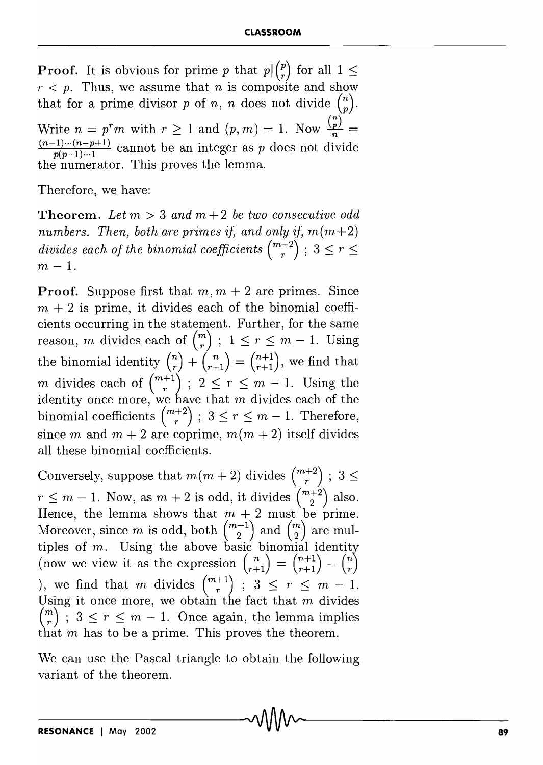**Proof.** It is obvious for prime $p$ that $p|\binom{p}{r}$ for all $1 \leq r < p$. Thus, we assume that $n$ is composite and show that for a prime divisor $p$ of $n$, $n$ does not divide $\binom{n}{p}$. Write $n = p^r m$ with $r \geq 1$ and $(p, m) = 1$. Now $\frac{\binom{n}{p}}{n} = \frac{(n-1)\cdots(n-p+1)}{p(p-1)\cdots 1}$ cannot be an integer as $p$ does not divide the numerator. This proves the lemma.

Therefore, we have:

**Theorem.** *Let $m > 3$ and $m+2$ be two consecutive odd numbers. Then, both are primes if, and only if, $m(m+2)$ divides each of the binomial coefficients $\binom{m+2}{r}$ ; $3 \leq r \leq m-1$.*

**Proof.** Suppose first that $m, m+2$ are primes. Since $m+2$ is prime, it divides each of the binomial coefficients occurring in the statement. Further, for the same reason, $m$ divides each of $\binom{m}{r}$ ; $1 \leq r \leq m-1$. Using the binomial identity $\binom{n}{r} + \binom{n}{r+1} = \binom{n+1}{r+1}$, we find that $m$ divides each of $\binom{m+1}{r}$ ; $2 \leq r \leq m-1$. Using the identity once more, we have that $m$ divides each of the binomial coefficients $\binom{m+2}{r}$ ; $3 \leq r \leq m-1$. Therefore, since $m$ and $m+2$ are coprime, $m(m+2)$ itself divides all these binomial coefficients.

Conversely, suppose that $m(m+2)$ divides $\binom{m+2}{r}$ ; $3 \leq r \leq m-1$. Now, as $m+2$ is odd, it divides $\binom{m+2}{2}$ also. Hence, the lemma shows that $m+2$ must be prime. Moreover, since $m$ is odd, both $\binom{m+1}{2}$ and $\binom{m}{2}$ are multiples of $m$. Using the above basic binomial identity (now we view it as the expression $\binom{n}{r+1} = \binom{n+1}{r+1} - \binom{n}{r}$ ), we find that $m$ divides $\binom{m+1}{r}$ ; $3 \leq r \leq m-1$. Using it once more, we obtain the fact that $m$ divides $\binom{m}{r}$ ; $3 \leq r \leq m-1$. Once again, the lemma implies that $m$ has to be a prime. This proves the theorem.

We can use the Pascal triangle to obtain the following variant of the theorem.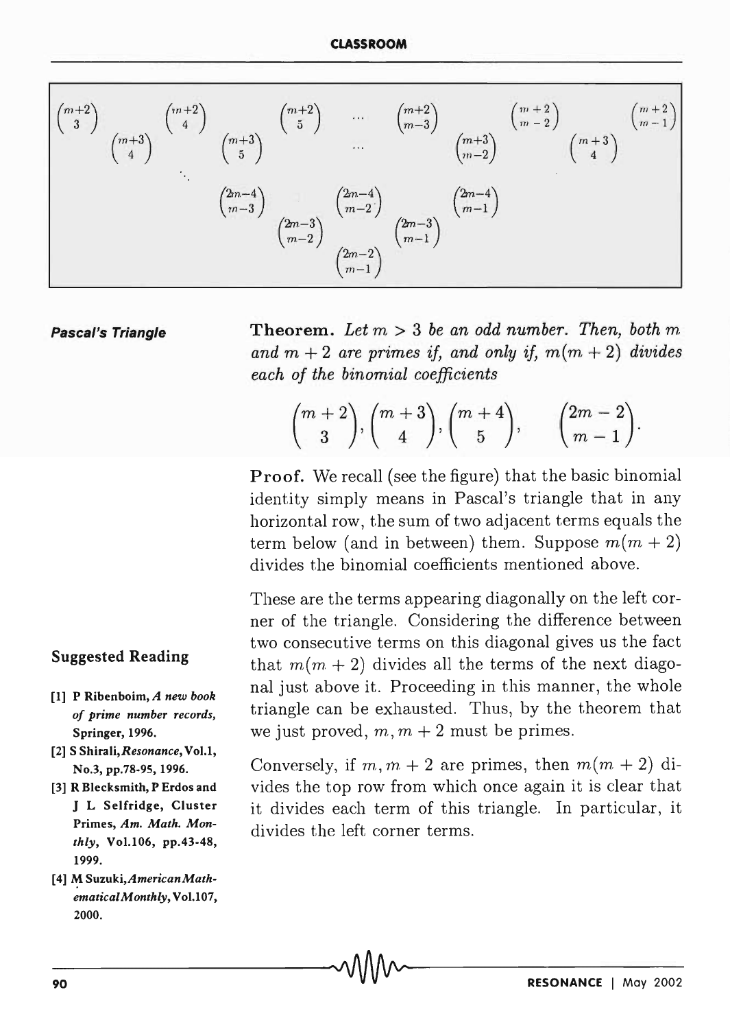$$\binom{m+2}{3} \quad \binom{m+2}{4} \quad \binom{m+2}{5} \quad \cdots \quad \binom{m+2}{m-3} \quad \binom{m+2}{m-2} \quad \binom{m+2}{m-1}$$

$$\binom{m+3}{4} \quad \binom{m+3}{5} \quad \cdots \quad \binom{m+3}{m-2} \quad \binom{m+3}{4}$$

$$\ddots$$

$$\binom{2m-4}{m-3} \quad \binom{2m-4}{m-2} \quad \binom{2m-4}{m-1}$$

$$\binom{2m-3}{m-2} \quad \binom{2m-3}{m-1}$$

$$\binom{2m-2}{m-1}$$

*Pascal's Triangle*

**Theorem.** *Let $m > 3$ be an odd number. Then, both $m$ and $m+2$ are primes if, and only if, $m(m+2)$ divides each of the binomial coefficients*

$$\binom{m+2}{3}, \binom{m+3}{4}, \binom{m+4}{5}, \quad \binom{2m-2}{m-1}.$$

**Proof.** We recall (see the figure) that the basic binomial identity simply means in Pascal's triangle that in any horizontal row, the sum of two adjacent terms equals the term below (and in between) them. Suppose $m(m+2)$ divides the binomial coefficients mentioned above.

These are the terms appearing diagonally on the left corner of the triangle. Considering the difference between two consecutive terms on this diagonal gives us the fact that $m(m+2)$ divides all the terms of the next diagonal just above it. Proceeding in this manner, the whole triangle can be exhausted. Thus, by the theorem that we just proved, $m, m+2$ must be primes.

Conversely, if $m, m+2$ are primes, then $m(m+2)$ divides the top row from which once again it is clear that it divides each term of this triangle. In particular, it divides the left corner terms.

## Suggested Reading

[1] P Ribenboim, *A new book of prime number records*, Springer, 1996.

[2] S Shirali, *Resonance*, Vol.1, No.3, pp.78-95, 1996.

[3] R Blecksmith, P Erdos and J L Selfridge, Cluster Primes, *Am. Math. Monthly*, Vol.106, pp.43-48, 1999.

[4] M Suzuki, *American Mathematical Monthly*, Vol.107, 2000.